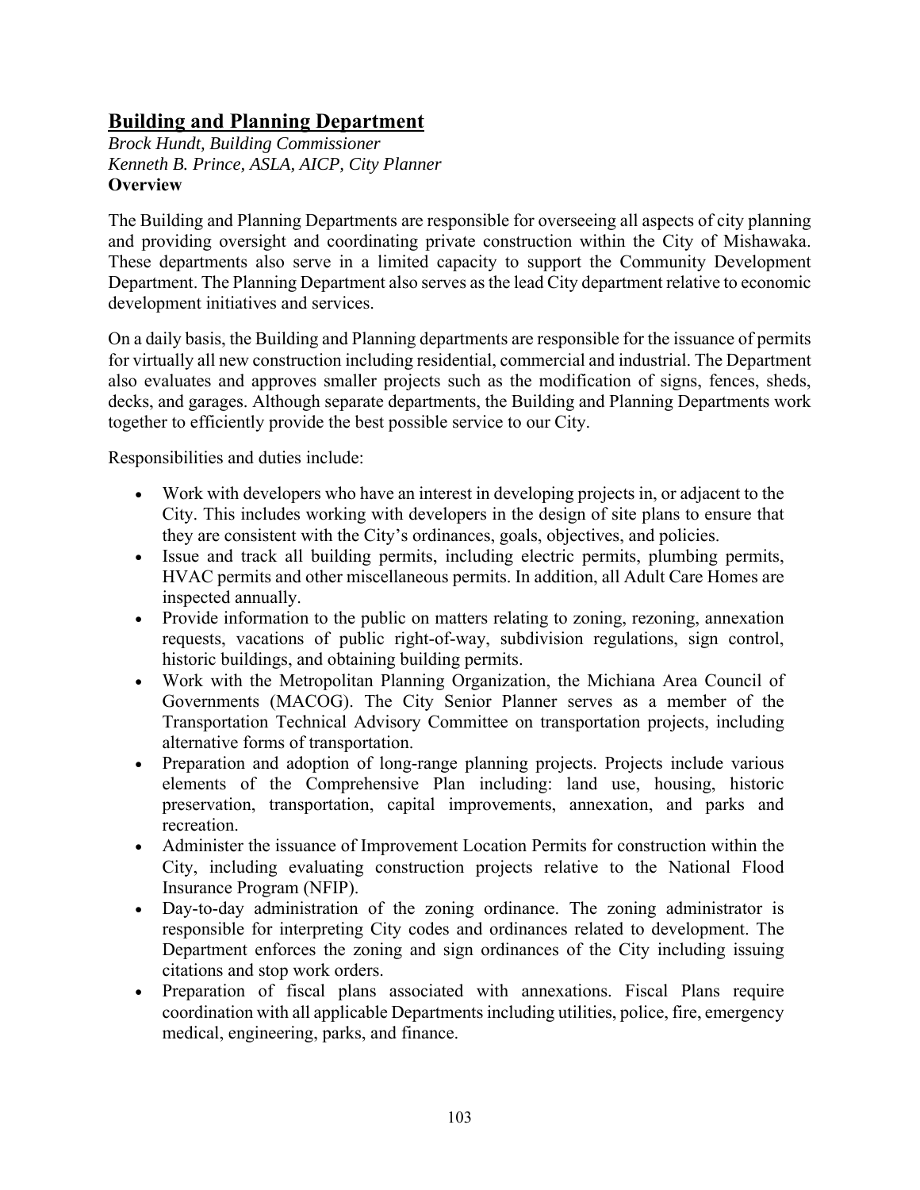## Building and Planning Department

*Brock Hundt, Building Commissioner*
*Kenneth B. Prince, ASLA, AICP, City Planner*

**Overview**

The Building and Planning Departments are responsible for overseeing all aspects of city planning and providing oversight and coordinating private construction within the City of Mishawaka. These departments also serve in a limited capacity to support the Community Development Department. The Planning Department also serves as the lead City department relative to economic development initiatives and services.

On a daily basis, the Building and Planning departments are responsible for the issuance of permits for virtually all new construction including residential, commercial and industrial. The Department also evaluates and approves smaller projects such as the modification of signs, fences, sheds, decks, and garages. Although separate departments, the Building and Planning Departments work together to efficiently provide the best possible service to our City.

Responsibilities and duties include:

- Work with developers who have an interest in developing projects in, or adjacent to the City. This includes working with developers in the design of site plans to ensure that they are consistent with the City's ordinances, goals, objectives, and policies.
- Issue and track all building permits, including electric permits, plumbing permits, HVAC permits and other miscellaneous permits. In addition, all Adult Care Homes are inspected annually.
- Provide information to the public on matters relating to zoning, rezoning, annexation requests, vacations of public right-of-way, subdivision regulations, sign control, historic buildings, and obtaining building permits.
- Work with the Metropolitan Planning Organization, the Michiana Area Council of Governments (MACOG). The City Senior Planner serves as a member of the Transportation Technical Advisory Committee on transportation projects, including alternative forms of transportation.
- Preparation and adoption of long-range planning projects. Projects include various elements of the Comprehensive Plan including: land use, housing, historic preservation, transportation, capital improvements, annexation, and parks and recreation.
- Administer the issuance of Improvement Location Permits for construction within the City, including evaluating construction projects relative to the National Flood Insurance Program (NFIP).
- Day-to-day administration of the zoning ordinance. The zoning administrator is responsible for interpreting City codes and ordinances related to development. The Department enforces the zoning and sign ordinances of the City including issuing citations and stop work orders.
- Preparation of fiscal plans associated with annexations. Fiscal Plans require coordination with all applicable Departments including utilities, police, fire, emergency medical, engineering, parks, and finance.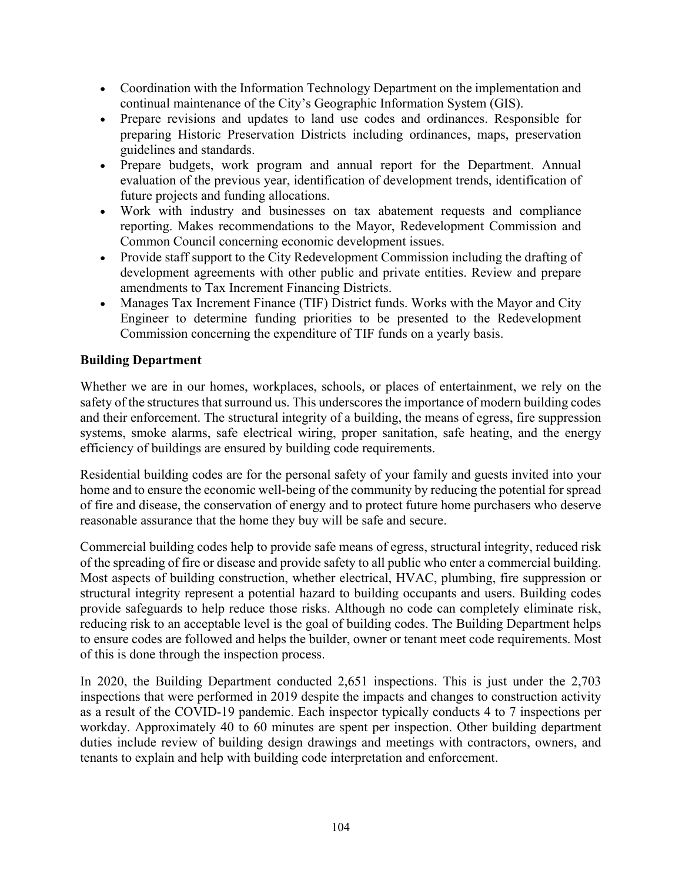- Coordination with the Information Technology Department on the implementation and continual maintenance of the City's Geographic Information System (GIS).
- Prepare revisions and updates to land use codes and ordinances. Responsible for preparing Historic Preservation Districts including ordinances, maps, preservation guidelines and standards.
- Prepare budgets, work program and annual report for the Department. Annual evaluation of the previous year, identification of development trends, identification of future projects and funding allocations.
- Work with industry and businesses on tax abatement requests and compliance reporting. Makes recommendations to the Mayor, Redevelopment Commission and Common Council concerning economic development issues.
- Provide staff support to the City Redevelopment Commission including the drafting of development agreements with other public and private entities. Review and prepare amendments to Tax Increment Financing Districts.
- Manages Tax Increment Finance (TIF) District funds. Works with the Mayor and City Engineer to determine funding priorities to be presented to the Redevelopment Commission concerning the expenditure of TIF funds on a yearly basis.

**Building Department**

Whether we are in our homes, workplaces, schools, or places of entertainment, we rely on the safety of the structures that surround us. This underscores the importance of modern building codes and their enforcement. The structural integrity of a building, the means of egress, fire suppression systems, smoke alarms, safe electrical wiring, proper sanitation, safe heating, and the energy efficiency of buildings are ensured by building code requirements.

Residential building codes are for the personal safety of your family and guests invited into your home and to ensure the economic well-being of the community by reducing the potential for spread of fire and disease, the conservation of energy and to protect future home purchasers who deserve reasonable assurance that the home they buy will be safe and secure.

Commercial building codes help to provide safe means of egress, structural integrity, reduced risk of the spreading of fire or disease and provide safety to all public who enter a commercial building. Most aspects of building construction, whether electrical, HVAC, plumbing, fire suppression or structural integrity represent a potential hazard to building occupants and users. Building codes provide safeguards to help reduce those risks. Although no code can completely eliminate risk, reducing risk to an acceptable level is the goal of building codes. The Building Department helps to ensure codes are followed and helps the builder, owner or tenant meet code requirements. Most of this is done through the inspection process.

In 2020, the Building Department conducted 2,651 inspections. This is just under the 2,703 inspections that were performed in 2019 despite the impacts and changes to construction activity as a result of the COVID-19 pandemic. Each inspector typically conducts 4 to 7 inspections per workday. Approximately 40 to 60 minutes are spent per inspection. Other building department duties include review of building design drawings and meetings with contractors, owners, and tenants to explain and help with building code interpretation and enforcement.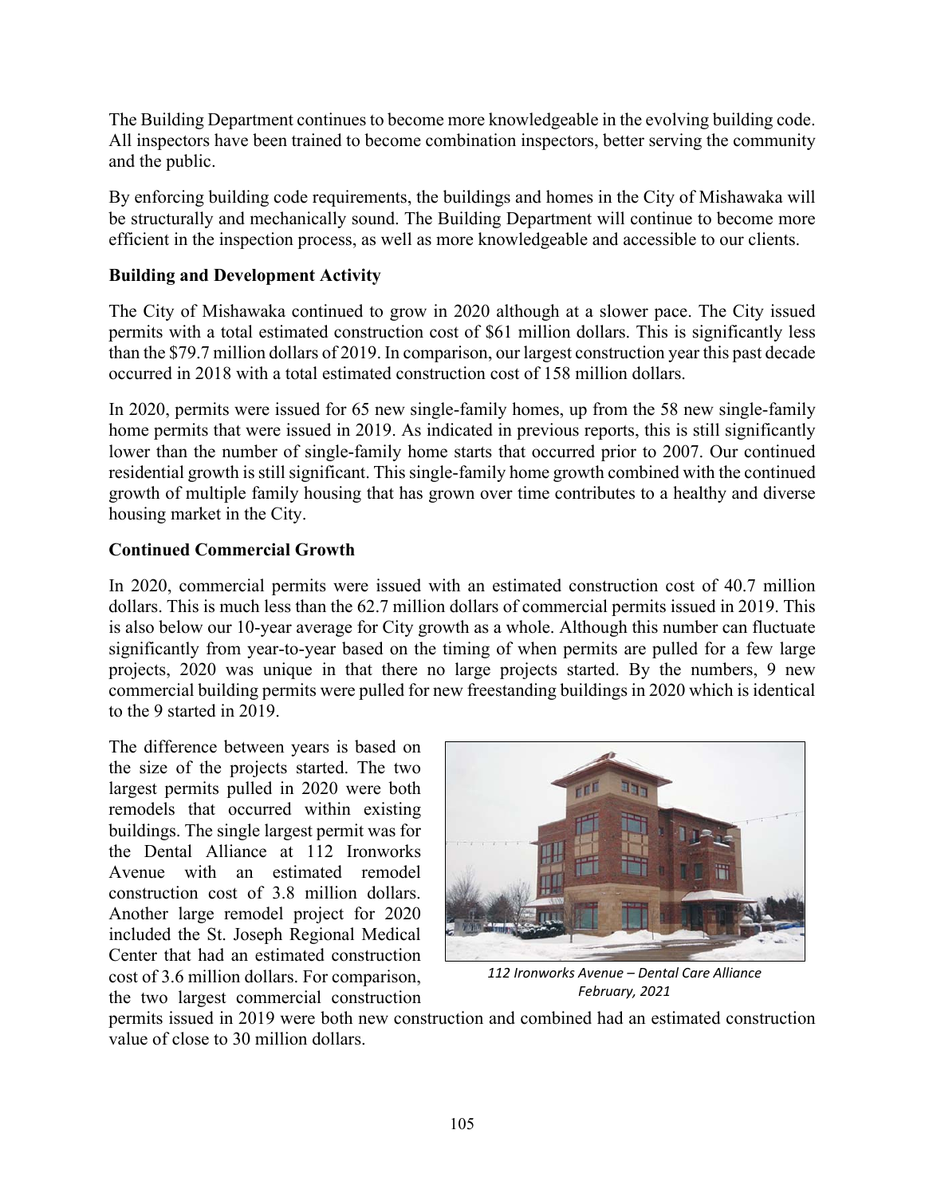The Building Department continues to become more knowledgeable in the evolving building code. All inspectors have been trained to become combination inspectors, better serving the community and the public.

By enforcing building code requirements, the buildings and homes in the City of Mishawaka will be structurally and mechanically sound. The Building Department will continue to become more efficient in the inspection process, as well as more knowledgeable and accessible to our clients.

**Building and Development Activity**

The City of Mishawaka continued to grow in 2020 although at a slower pace. The City issued permits with a total estimated construction cost of $61 million dollars. This is significantly less than the $79.7 million dollars of 2019. In comparison, our largest construction year this past decade occurred in 2018 with a total estimated construction cost of 158 million dollars.

In 2020, permits were issued for 65 new single-family homes, up from the 58 new single-family home permits that were issued in 2019. As indicated in previous reports, this is still significantly lower than the number of single-family home starts that occurred prior to 2007. Our continued residential growth is still significant. This single-family home growth combined with the continued growth of multiple family housing that has grown over time contributes to a healthy and diverse housing market in the City.

**Continued Commercial Growth**

In 2020, commercial permits were issued with an estimated construction cost of 40.7 million dollars. This is much less than the 62.7 million dollars of commercial permits issued in 2019. This is also below our 10-year average for City growth as a whole. Although this number can fluctuate significantly from year-to-year based on the timing of when permits are pulled for a few large projects, 2020 was unique in that there no large projects started. By the numbers, 9 new commercial building permits were pulled for new freestanding buildings in 2020 which is identical to the 9 started in 2019.

The difference between years is based on the size of the projects started. The two largest permits pulled in 2020 were both remodels that occurred within existing buildings. The single largest permit was for the Dental Alliance at 112 Ironworks Avenue with an estimated remodel construction cost of 3.8 million dollars. Another large remodel project for 2020 included the St. Joseph Regional Medical Center that had an estimated construction cost of 3.6 million dollars. For comparison, the two largest commercial construction permits issued in 2019 were both new construction and combined had an estimated construction value of close to 30 million dollars.

*112 Ironworks Avenue – Dental Care Alliance February, 2021*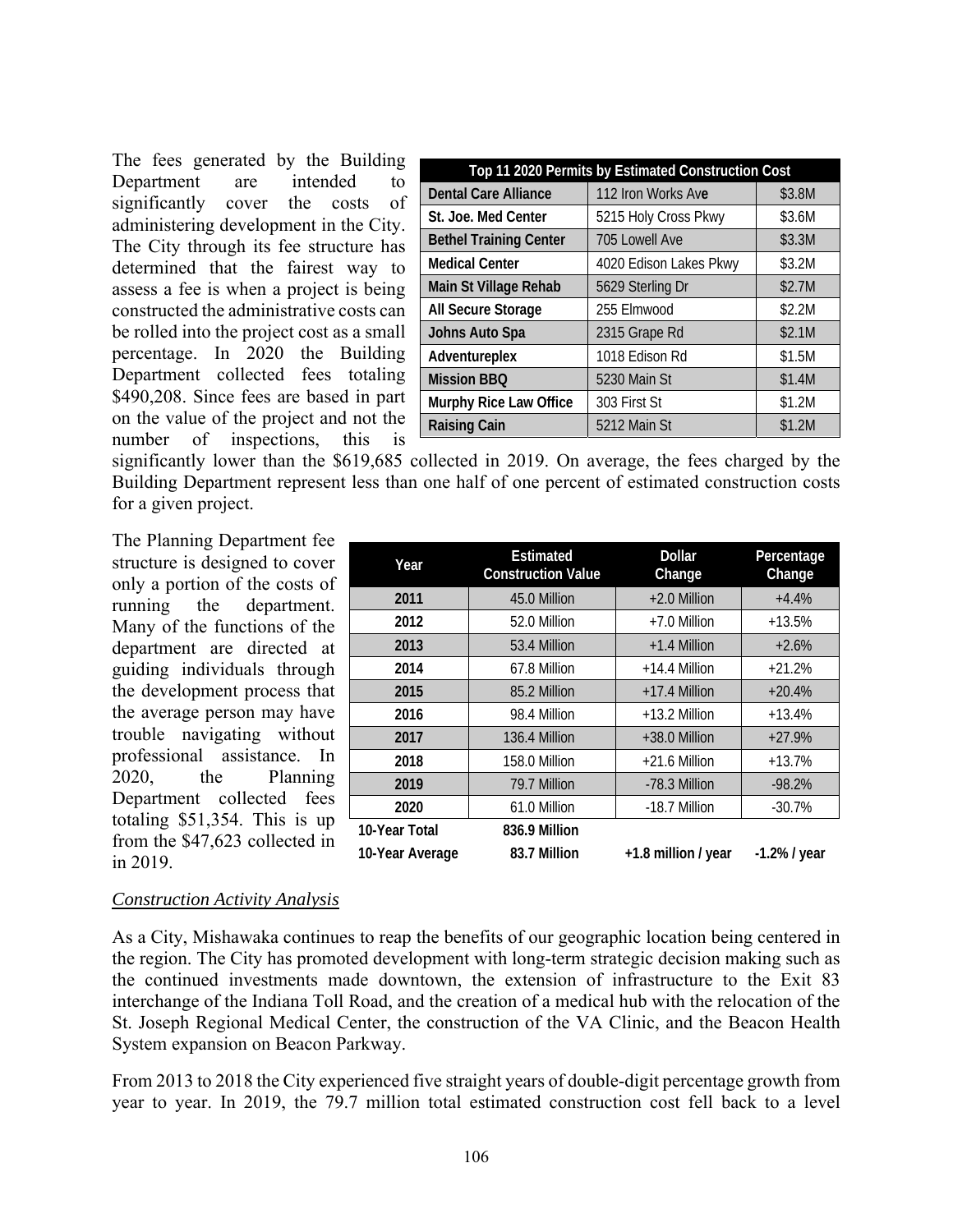The fees generated by the Building Department are intended to significantly cover the costs of administering development in the City. The City through its fee structure has determined that the fairest way to assess a fee is when a project is being constructed the administrative costs can be rolled into the project cost as a small percentage. In 2020 the Building Department collected fees totaling $490,208. Since fees are based in part on the value of the project and not the number of inspections, this is significantly lower than the $619,685 collected in 2019. On average, the fees charged by the Building Department represent less than one half of one percent of estimated construction costs for a given project.

| Top 11 2020 Permits by Estimated Construction Cost | | |
|---|---|---|
| **Dental Care Alliance** | 112 Iron Works Ave | $3.8M |
| **St. Joe. Med Center** | 5215 Holy Cross Pkwy | $3.6M |
| **Bethel Training Center** | 705 Lowell Ave | $3.3M |
| **Medical Center** | 4020 Edison Lakes Pkwy | $3.2M |
| **Main St Village Rehab** | 5629 Sterling Dr | $2.7M |
| **All Secure Storage** | 255 Elmwood | $2.2M |
| **Johns Auto Spa** | 2315 Grape Rd | $2.1M |
| **Adventureplex** | 1018 Edison Rd | $1.5M |
| **Mission BBQ** | 5230 Main St | $1.4M |
| **Murphy Rice Law Office** | 303 First St | $1.2M |
| **Raising Cain** | 5212 Main St | $1.2M |

The Planning Department fee structure is designed to cover only a portion of the costs of running the department. Many of the functions of the department are directed at guiding individuals through the development process that the average person may have trouble navigating without professional assistance. In 2020, the Planning Department collected fees totaling $51,354. This is up from the $47,623 collected in 2019.

| Year | Estimated Construction Value | Dollar Change | Percentage Change |
|---|---|---|---|
| **2011** | 45.0 Million | +2.0 Million | +4.4% |
| **2012** | 52.0 Million | +7.0 Million | +13.5% |
| **2013** | 53.4 Million | +1.4 Million | +2.6% |
| **2014** | 67.8 Million | +14.4 Million | +21.2% |
| **2015** | 85.2 Million | +17.4 Million | +20.4% |
| **2016** | 98.4 Million | +13.2 Million | +13.4% |
| **2017** | 136.4 Million | +38.0 Million | +27.9% |
| **2018** | 158.0 Million | +21.6 Million | +13.7% |
| **2019** | 79.7 Million | -78.3 Million | -98.2% |
| **2020** | 61.0 Million | -18.7 Million | -30.7% |
| **10-Year Total** | **836.9 Million** | | |
| **10-Year Average** | **83.7 Million** | **+1.8 million / year** | **-1.2% / year** |

*Construction Activity Analysis*

As a City, Mishawaka continues to reap the benefits of our geographic location being centered in the region. The City has promoted development with long-term strategic decision making such as the continued investments made downtown, the extension of infrastructure to the Exit 83 interchange of the Indiana Toll Road, and the creation of a medical hub with the relocation of the St. Joseph Regional Medical Center, the construction of the VA Clinic, and the Beacon Health System expansion on Beacon Parkway.

From 2013 to 2018 the City experienced five straight years of double-digit percentage growth from year to year. In 2019, the 79.7 million total estimated construction cost fell back to a level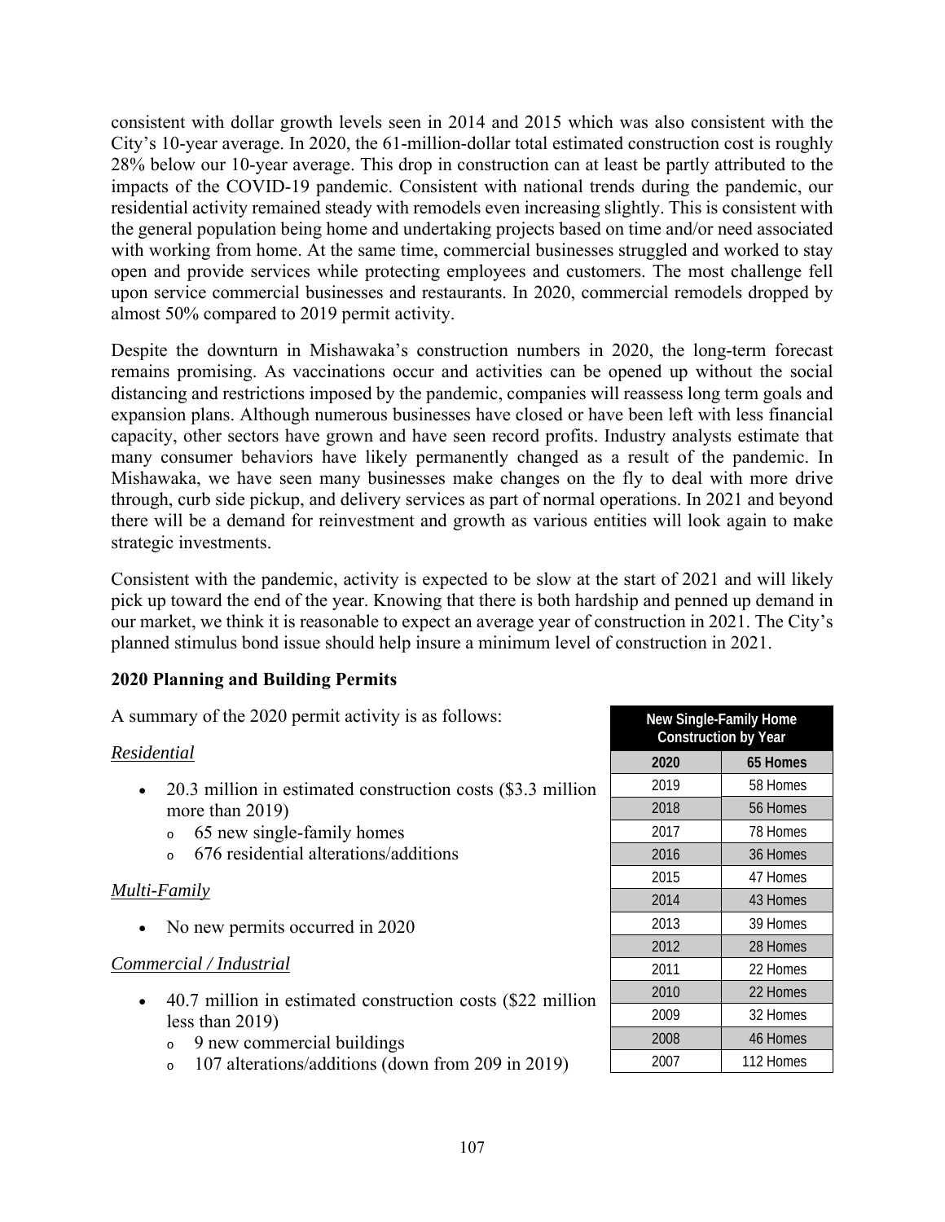consistent with dollar growth levels seen in 2014 and 2015 which was also consistent with the City's 10-year average. In 2020, the 61-million-dollar total estimated construction cost is roughly 28% below our 10-year average. This drop in construction can at least be partly attributed to the impacts of the COVID-19 pandemic. Consistent with national trends during the pandemic, our residential activity remained steady with remodels even increasing slightly. This is consistent with the general population being home and undertaking projects based on time and/or need associated with working from home. At the same time, commercial businesses struggled and worked to stay open and provide services while protecting employees and customers. The most challenge fell upon service commercial businesses and restaurants. In 2020, commercial remodels dropped by almost 50% compared to 2019 permit activity.

Despite the downturn in Mishawaka's construction numbers in 2020, the long-term forecast remains promising. As vaccinations occur and activities can be opened up without the social distancing and restrictions imposed by the pandemic, companies will reassess long term goals and expansion plans. Although numerous businesses have closed or have been left with less financial capacity, other sectors have grown and have seen record profits. Industry analysts estimate that many consumer behaviors have likely permanently changed as a result of the pandemic. In Mishawaka, we have seen many businesses make changes on the fly to deal with more drive through, curb side pickup, and delivery services as part of normal operations. In 2021 and beyond there will be a demand for reinvestment and growth as various entities will look again to make strategic investments.

Consistent with the pandemic, activity is expected to be slow at the start of 2021 and will likely pick up toward the end of the year. Knowing that there is both hardship and penned up demand in our market, we think it is reasonable to expect an average year of construction in 2021. The City's planned stimulus bond issue should help insure a minimum level of construction in 2021.

**2020 Planning and Building Permits**

A summary of the 2020 permit activity is as follows:

*Residential*

- 20.3 million in estimated construction costs ($3.3 million more than 2019)
  - 65 new single-family homes
  - 676 residential alterations/additions

*Multi-Family*

- No new permits occurred in 2020

*Commercial / Industrial*

- 40.7 million in estimated construction costs ($22 million less than 2019)
  - 9 new commercial buildings
  - 107 alterations/additions (down from 209 in 2019)

| New Single-Family Home Construction by Year | |
|---|---|
| **2020** | **65 Homes** |
| 2019 | 58 Homes |
| 2018 | 56 Homes |
| 2017 | 78 Homes |
| 2016 | 36 Homes |
| 2015 | 47 Homes |
| 2014 | 43 Homes |
| 2013 | 39 Homes |
| 2012 | 28 Homes |
| 2011 | 22 Homes |
| 2010 | 22 Homes |
| 2009 | 32 Homes |
| 2008 | 46 Homes |
| 2007 | 112 Homes |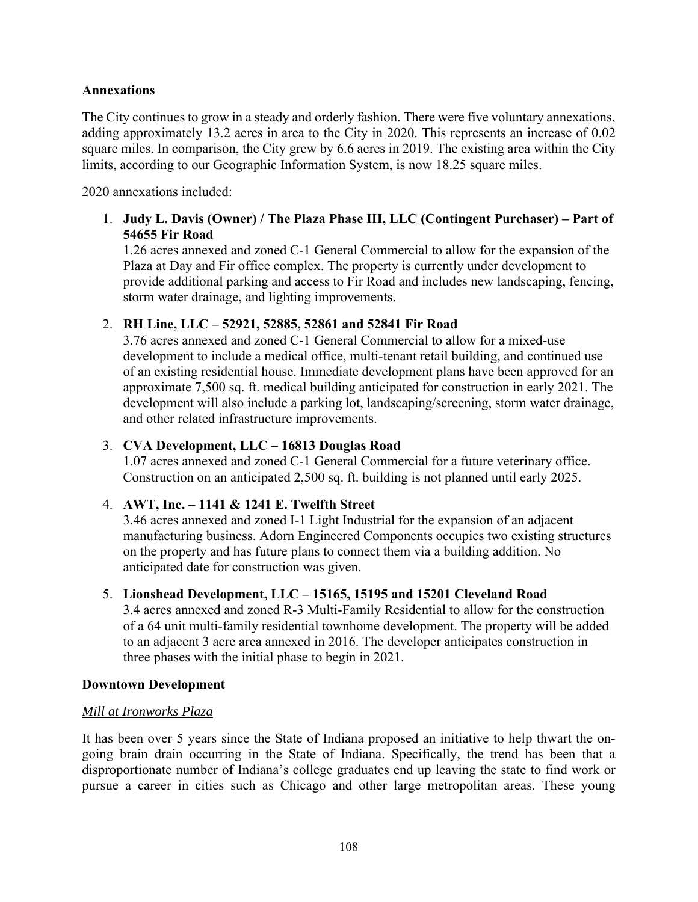**Annexations**

The City continues to grow in a steady and orderly fashion. There were five voluntary annexations, adding approximately 13.2 acres in area to the City in 2020. This represents an increase of 0.02 square miles. In comparison, the City grew by 6.6 acres in 2019. The existing area within the City limits, according to our Geographic Information System, is now 18.25 square miles.

2020 annexations included:

1. **Judy L. Davis (Owner) / The Plaza Phase III, LLC (Contingent Purchaser) – Part of 54655 Fir Road**
   1.26 acres annexed and zoned C-1 General Commercial to allow for the expansion of the Plaza at Day and Fir office complex. The property is currently under development to provide additional parking and access to Fir Road and includes new landscaping, fencing, storm water drainage, and lighting improvements.

2. **RH Line, LLC – 52921, 52885, 52861 and 52841 Fir Road**
   3.76 acres annexed and zoned C-1 General Commercial to allow for a mixed-use development to include a medical office, multi-tenant retail building, and continued use of an existing residential house. Immediate development plans have been approved for an approximate 7,500 sq. ft. medical building anticipated for construction in early 2021. The development will also include a parking lot, landscaping/screening, storm water drainage, and other related infrastructure improvements.

3. **CVA Development, LLC – 16813 Douglas Road**
   1.07 acres annexed and zoned C-1 General Commercial for a future veterinary office. Construction on an anticipated 2,500 sq. ft. building is not planned until early 2025.

4. **AWT, Inc. – 1141 & 1241 E. Twelfth Street**
   3.46 acres annexed and zoned I-1 Light Industrial for the expansion of an adjacent manufacturing business. Adorn Engineered Components occupies two existing structures on the property and has future plans to connect them via a building addition. No anticipated date for construction was given.

5. **Lionshead Development, LLC – 15165, 15195 and 15201 Cleveland Road**
   3.4 acres annexed and zoned R-3 Multi-Family Residential to allow for the construction of a 64 unit multi-family residential townhome development. The property will be added to an adjacent 3 acre area annexed in 2016. The developer anticipates construction in three phases with the initial phase to begin in 2021.

**Downtown Development**

*Mill at Ironworks Plaza*

It has been over 5 years since the State of Indiana proposed an initiative to help thwart the on-going brain drain occurring in the State of Indiana. Specifically, the trend has been that a disproportionate number of Indiana's college graduates end up leaving the state to find work or pursue a career in cities such as Chicago and other large metropolitan areas. These young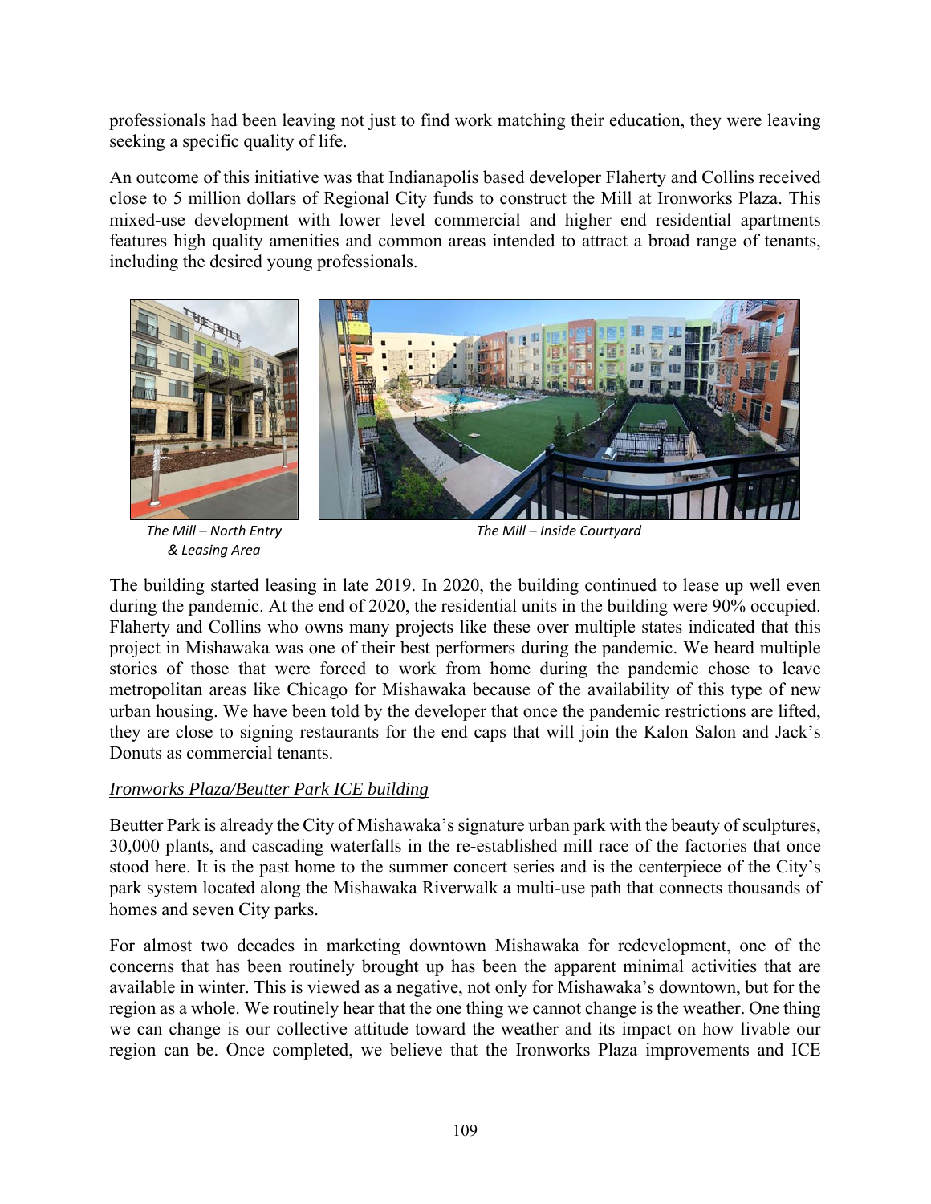professionals had been leaving not just to find work matching their education, they were leaving seeking a specific quality of life.

An outcome of this initiative was that Indianapolis based developer Flaherty and Collins received close to 5 million dollars of Regional City funds to construct the Mill at Ironworks Plaza. This mixed-use development with lower level commercial and higher end residential apartments features high quality amenities and common areas intended to attract a broad range of tenants, including the desired young professionals.

*The Mill – North Entry & Leasing Area*

*The Mill – Inside Courtyard*

The building started leasing in late 2019. In 2020, the building continued to lease up well even during the pandemic. At the end of 2020, the residential units in the building were 90% occupied. Flaherty and Collins who owns many projects like these over multiple states indicated that this project in Mishawaka was one of their best performers during the pandemic. We heard multiple stories of those that were forced to work from home during the pandemic chose to leave metropolitan areas like Chicago for Mishawaka because of the availability of this type of new urban housing. We have been told by the developer that once the pandemic restrictions are lifted, they are close to signing restaurants for the end caps that will join the Kalon Salon and Jack's Donuts as commercial tenants.

*Ironworks Plaza/Beutter Park ICE building*

Beutter Park is already the City of Mishawaka's signature urban park with the beauty of sculptures, 30,000 plants, and cascading waterfalls in the re-established mill race of the factories that once stood here. It is the past home to the summer concert series and is the centerpiece of the City's park system located along the Mishawaka Riverwalk a multi-use path that connects thousands of homes and seven City parks.

For almost two decades in marketing downtown Mishawaka for redevelopment, one of the concerns that has been routinely brought up has been the apparent minimal activities that are available in winter. This is viewed as a negative, not only for Mishawaka's downtown, but for the region as a whole. We routinely hear that the one thing we cannot change is the weather. One thing we can change is our collective attitude toward the weather and its impact on how livable our region can be. Once completed, we believe that the Ironworks Plaza improvements and ICE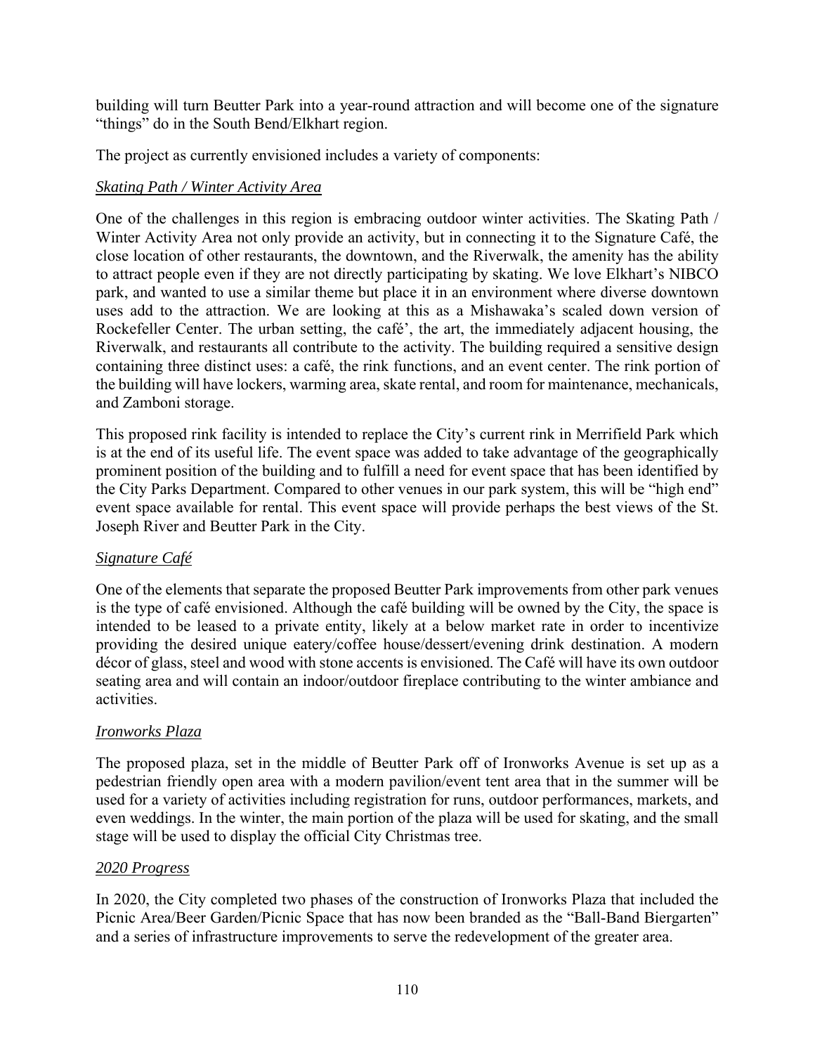building will turn Beutter Park into a year-round attraction and will become one of the signature "things" do in the South Bend/Elkhart region.

The project as currently envisioned includes a variety of components:

*Skating Path / Winter Activity Area*

One of the challenges in this region is embracing outdoor winter activities. The Skating Path / Winter Activity Area not only provide an activity, but in connecting it to the Signature Café, the close location of other restaurants, the downtown, and the Riverwalk, the amenity has the ability to attract people even if they are not directly participating by skating. We love Elkhart's NIBCO park, and wanted to use a similar theme but place it in an environment where diverse downtown uses add to the attraction. We are looking at this as a Mishawaka's scaled down version of Rockefeller Center. The urban setting, the café', the art, the immediately adjacent housing, the Riverwalk, and restaurants all contribute to the activity. The building required a sensitive design containing three distinct uses: a café, the rink functions, and an event center. The rink portion of the building will have lockers, warming area, skate rental, and room for maintenance, mechanicals, and Zamboni storage.

This proposed rink facility is intended to replace the City's current rink in Merrifield Park which is at the end of its useful life. The event space was added to take advantage of the geographically prominent position of the building and to fulfill a need for event space that has been identified by the City Parks Department. Compared to other venues in our park system, this will be "high end" event space available for rental. This event space will provide perhaps the best views of the St. Joseph River and Beutter Park in the City.

*Signature Café*

One of the elements that separate the proposed Beutter Park improvements from other park venues is the type of café envisioned. Although the café building will be owned by the City, the space is intended to be leased to a private entity, likely at a below market rate in order to incentivize providing the desired unique eatery/coffee house/dessert/evening drink destination. A modern décor of glass, steel and wood with stone accents is envisioned. The Café will have its own outdoor seating area and will contain an indoor/outdoor fireplace contributing to the winter ambiance and activities.

*Ironworks Plaza*

The proposed plaza, set in the middle of Beutter Park off of Ironworks Avenue is set up as a pedestrian friendly open area with a modern pavilion/event tent area that in the summer will be used for a variety of activities including registration for runs, outdoor performances, markets, and even weddings. In the winter, the main portion of the plaza will be used for skating, and the small stage will be used to display the official City Christmas tree.

*2020 Progress*

In 2020, the City completed two phases of the construction of Ironworks Plaza that included the Picnic Area/Beer Garden/Picnic Space that has now been branded as the "Ball-Band Biergarten" and a series of infrastructure improvements to serve the redevelopment of the greater area.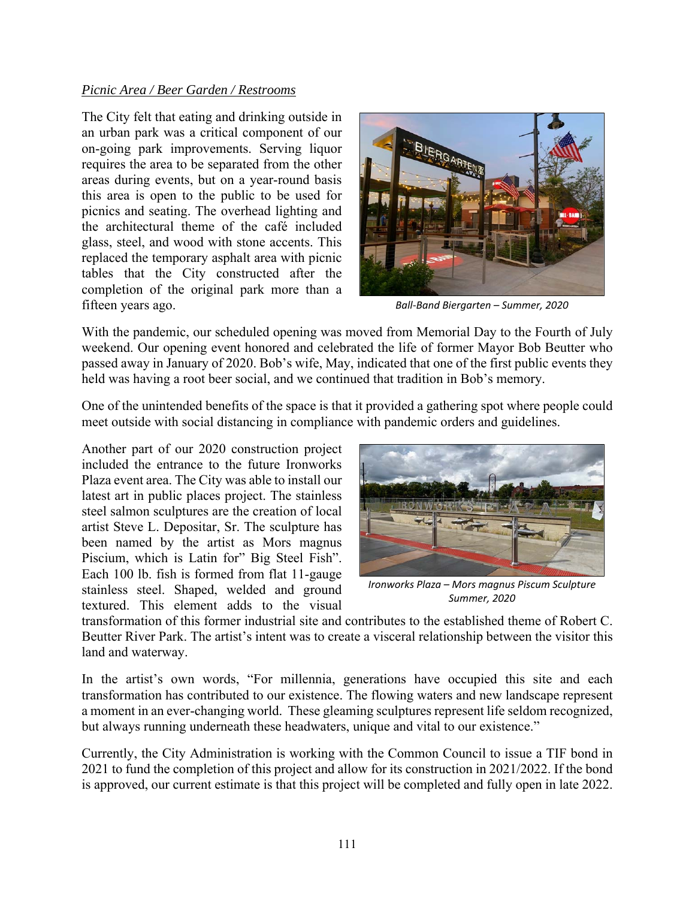*Picnic Area / Beer Garden / Restrooms*

The City felt that eating and drinking outside in an urban park was a critical component of our on-going park improvements. Serving liquor requires the area to be separated from the other areas during events, but on a year-round basis this area is open to the public to be used for picnics and seating. The overhead lighting and the architectural theme of the café included glass, steel, and wood with stone accents. This replaced the temporary asphalt area with picnic tables that the City constructed after the completion of the original park more than a fifteen years ago.

*Ball-Band Biergarten – Summer, 2020*

With the pandemic, our scheduled opening was moved from Memorial Day to the Fourth of July weekend. Our opening event honored and celebrated the life of former Mayor Bob Beutter who passed away in January of 2020. Bob's wife, May, indicated that one of the first public events they held was having a root beer social, and we continued that tradition in Bob's memory.

One of the unintended benefits of the space is that it provided a gathering spot where people could meet outside with social distancing in compliance with pandemic orders and guidelines.

Another part of our 2020 construction project included the entrance to the future Ironworks Plaza event area. The City was able to install our latest art in public places project. The stainless steel salmon sculptures are the creation of local artist Steve L. Depositar, Sr. The sculpture has been named by the artist as Mors magnus Piscium, which is Latin for" Big Steel Fish". Each 100 lb. fish is formed from flat 11-gauge stainless steel. Shaped, welded and ground textured. This element adds to the visual transformation of this former industrial site and contributes to the established theme of Robert C. Beutter River Park. The artist's intent was to create a visceral relationship between the visitor this land and waterway.

*Ironworks Plaza – Mors magnus Piscum Sculpture Summer, 2020*

In the artist's own words, "For millennia, generations have occupied this site and each transformation has contributed to our existence. The flowing waters and new landscape represent a moment in an ever-changing world. These gleaming sculptures represent life seldom recognized, but always running underneath these headwaters, unique and vital to our existence."

Currently, the City Administration is working with the Common Council to issue a TIF bond in 2021 to fund the completion of this project and allow for its construction in 2021/2022. If the bond is approved, our current estimate is that this project will be completed and fully open in late 2022.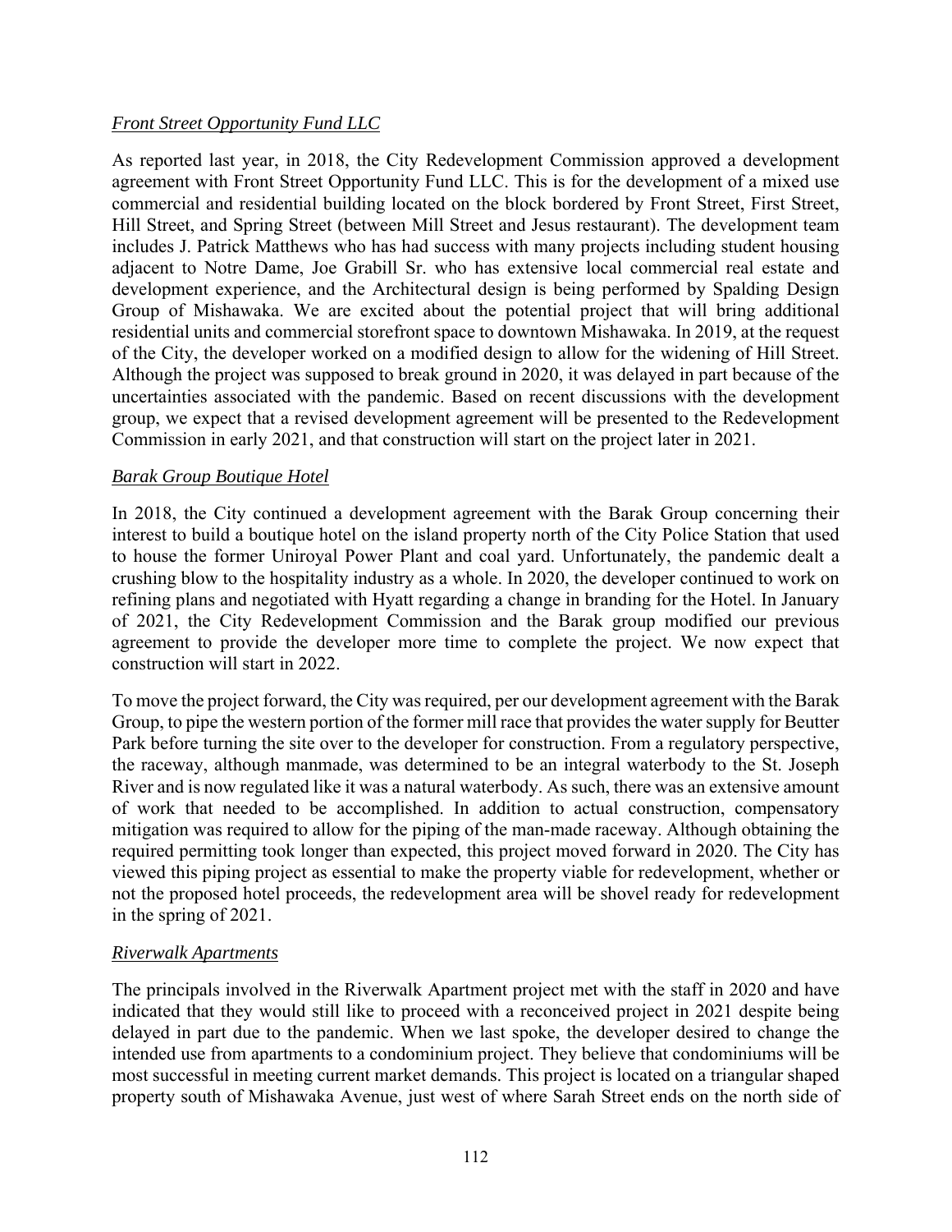*Front Street Opportunity Fund LLC*

As reported last year, in 2018, the City Redevelopment Commission approved a development agreement with Front Street Opportunity Fund LLC. This is for the development of a mixed use commercial and residential building located on the block bordered by Front Street, First Street, Hill Street, and Spring Street (between Mill Street and Jesus restaurant). The development team includes J. Patrick Matthews who has had success with many projects including student housing adjacent to Notre Dame, Joe Grabill Sr. who has extensive local commercial real estate and development experience, and the Architectural design is being performed by Spalding Design Group of Mishawaka. We are excited about the potential project that will bring additional residential units and commercial storefront space to downtown Mishawaka. In 2019, at the request of the City, the developer worked on a modified design to allow for the widening of Hill Street. Although the project was supposed to break ground in 2020, it was delayed in part because of the uncertainties associated with the pandemic. Based on recent discussions with the development group, we expect that a revised development agreement will be presented to the Redevelopment Commission in early 2021, and that construction will start on the project later in 2021.

*Barak Group Boutique Hotel*

In 2018, the City continued a development agreement with the Barak Group concerning their interest to build a boutique hotel on the island property north of the City Police Station that used to house the former Uniroyal Power Plant and coal yard. Unfortunately, the pandemic dealt a crushing blow to the hospitality industry as a whole. In 2020, the developer continued to work on refining plans and negotiated with Hyatt regarding a change in branding for the Hotel. In January of 2021, the City Redevelopment Commission and the Barak group modified our previous agreement to provide the developer more time to complete the project. We now expect that construction will start in 2022.

To move the project forward, the City was required, per our development agreement with the Barak Group, to pipe the western portion of the former mill race that provides the water supply for Beutter Park before turning the site over to the developer for construction. From a regulatory perspective, the raceway, although manmade, was determined to be an integral waterbody to the St. Joseph River and is now regulated like it was a natural waterbody. As such, there was an extensive amount of work that needed to be accomplished. In addition to actual construction, compensatory mitigation was required to allow for the piping of the man-made raceway. Although obtaining the required permitting took longer than expected, this project moved forward in 2020. The City has viewed this piping project as essential to make the property viable for redevelopment, whether or not the proposed hotel proceeds, the redevelopment area will be shovel ready for redevelopment in the spring of 2021.

*Riverwalk Apartments*

The principals involved in the Riverwalk Apartment project met with the staff in 2020 and have indicated that they would still like to proceed with a reconceived project in 2021 despite being delayed in part due to the pandemic. When we last spoke, the developer desired to change the intended use from apartments to a condominium project. They believe that condominiums will be most successful in meeting current market demands. This project is located on a triangular shaped property south of Mishawaka Avenue, just west of where Sarah Street ends on the north side of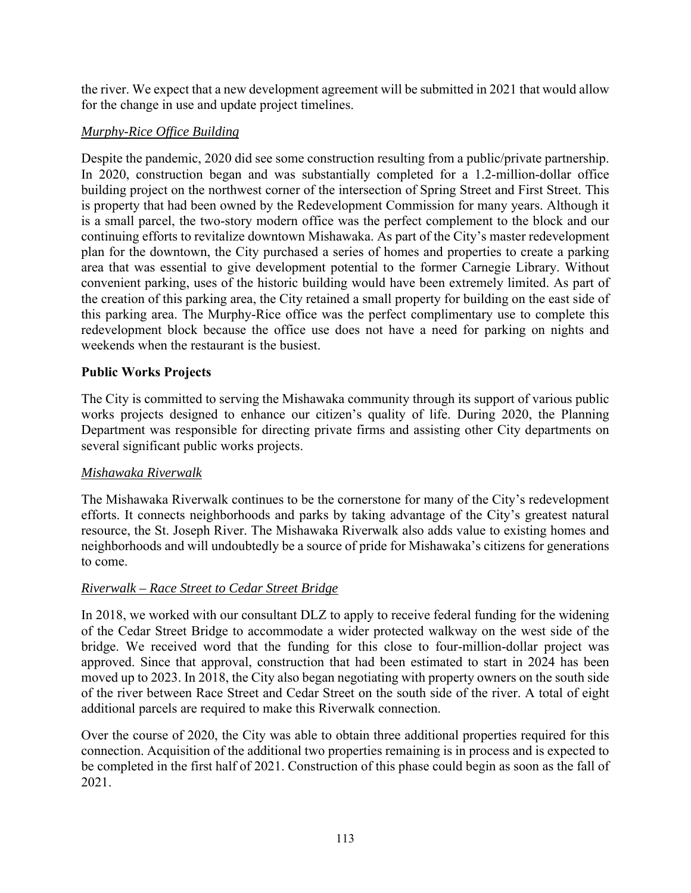the river. We expect that a new development agreement will be submitted in 2021 that would allow for the change in use and update project timelines.

*Murphy-Rice Office Building*

Despite the pandemic, 2020 did see some construction resulting from a public/private partnership. In 2020, construction began and was substantially completed for a 1.2-million-dollar office building project on the northwest corner of the intersection of Spring Street and First Street. This is property that had been owned by the Redevelopment Commission for many years. Although it is a small parcel, the two-story modern office was the perfect complement to the block and our continuing efforts to revitalize downtown Mishawaka. As part of the City's master redevelopment plan for the downtown, the City purchased a series of homes and properties to create a parking area that was essential to give development potential to the former Carnegie Library. Without convenient parking, uses of the historic building would have been extremely limited. As part of the creation of this parking area, the City retained a small property for building on the east side of this parking area. The Murphy-Rice office was the perfect complimentary use to complete this redevelopment block because the office use does not have a need for parking on nights and weekends when the restaurant is the busiest.

**Public Works Projects**

The City is committed to serving the Mishawaka community through its support of various public works projects designed to enhance our citizen's quality of life. During 2020, the Planning Department was responsible for directing private firms and assisting other City departments on several significant public works projects.

*Mishawaka Riverwalk*

The Mishawaka Riverwalk continues to be the cornerstone for many of the City's redevelopment efforts. It connects neighborhoods and parks by taking advantage of the City's greatest natural resource, the St. Joseph River. The Mishawaka Riverwalk also adds value to existing homes and neighborhoods and will undoubtedly be a source of pride for Mishawaka's citizens for generations to come.

*Riverwalk – Race Street to Cedar Street Bridge*

In 2018, we worked with our consultant DLZ to apply to receive federal funding for the widening of the Cedar Street Bridge to accommodate a wider protected walkway on the west side of the bridge. We received word that the funding for this close to four-million-dollar project was approved. Since that approval, construction that had been estimated to start in 2024 has been moved up to 2023. In 2018, the City also began negotiating with property owners on the south side of the river between Race Street and Cedar Street on the south side of the river. A total of eight additional parcels are required to make this Riverwalk connection.

Over the course of 2020, the City was able to obtain three additional properties required for this connection. Acquisition of the additional two properties remaining is in process and is expected to be completed in the first half of 2021. Construction of this phase could begin as soon as the fall of 2021.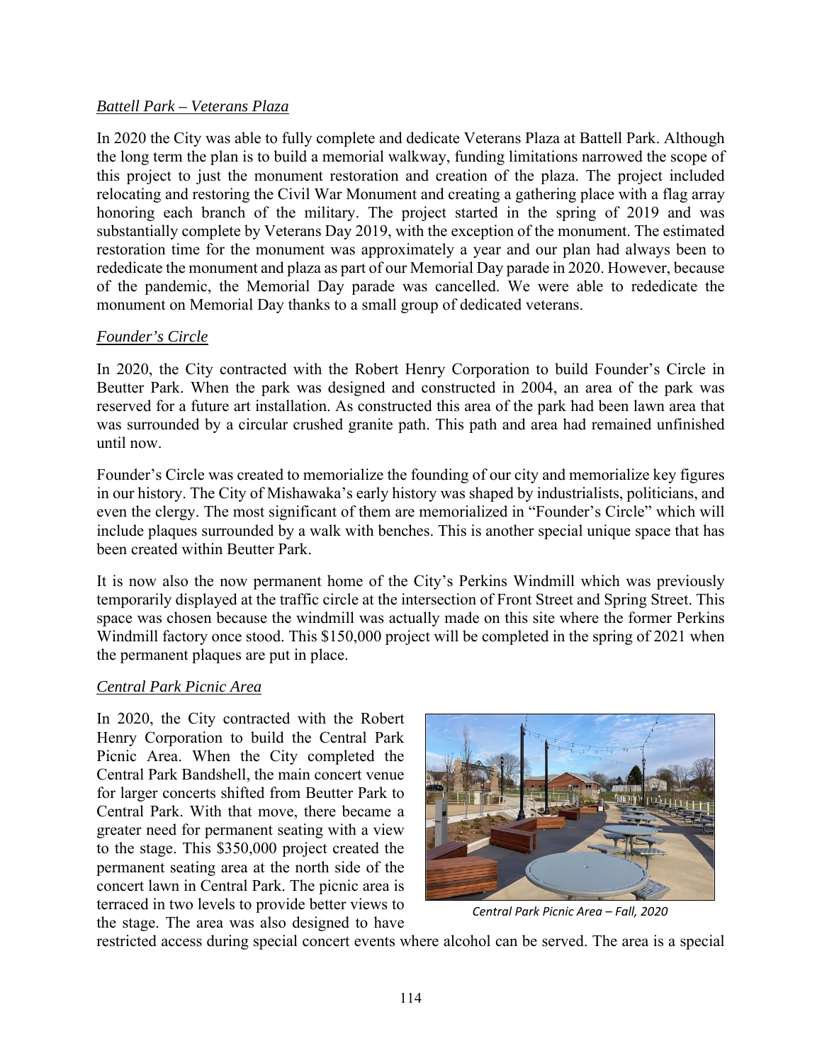*Battell Park – Veterans Plaza*

In 2020 the City was able to fully complete and dedicate Veterans Plaza at Battell Park. Although the long term the plan is to build a memorial walkway, funding limitations narrowed the scope of this project to just the monument restoration and creation of the plaza. The project included relocating and restoring the Civil War Monument and creating a gathering place with a flag array honoring each branch of the military. The project started in the spring of 2019 and was substantially complete by Veterans Day 2019, with the exception of the monument. The estimated restoration time for the monument was approximately a year and our plan had always been to rededicate the monument and plaza as part of our Memorial Day parade in 2020. However, because of the pandemic, the Memorial Day parade was cancelled. We were able to rededicate the monument on Memorial Day thanks to a small group of dedicated veterans.

*Founder's Circle*

In 2020, the City contracted with the Robert Henry Corporation to build Founder's Circle in Beutter Park. When the park was designed and constructed in 2004, an area of the park was reserved for a future art installation. As constructed this area of the park had been lawn area that was surrounded by a circular crushed granite path. This path and area had remained unfinished until now.

Founder's Circle was created to memorialize the founding of our city and memorialize key figures in our history. The City of Mishawaka's early history was shaped by industrialists, politicians, and even the clergy. The most significant of them are memorialized in "Founder's Circle" which will include plaques surrounded by a walk with benches. This is another special unique space that has been created within Beutter Park.

It is now also the now permanent home of the City's Perkins Windmill which was previously temporarily displayed at the traffic circle at the intersection of Front Street and Spring Street. This space was chosen because the windmill was actually made on this site where the former Perkins Windmill factory once stood. This $150,000 project will be completed in the spring of 2021 when the permanent plaques are put in place.

*Central Park Picnic Area*

In 2020, the City contracted with the Robert Henry Corporation to build the Central Park Picnic Area. When the City completed the Central Park Bandshell, the main concert venue for larger concerts shifted from Beutter Park to Central Park. With that move, there became a greater need for permanent seating with a view to the stage. This $350,000 project created the permanent seating area at the north side of the concert lawn in Central Park. The picnic area is terraced in two levels to provide better views to the stage. The area was also designed to have restricted access during special concert events where alcohol can be served. The area is a special

*Central Park Picnic Area – Fall, 2020*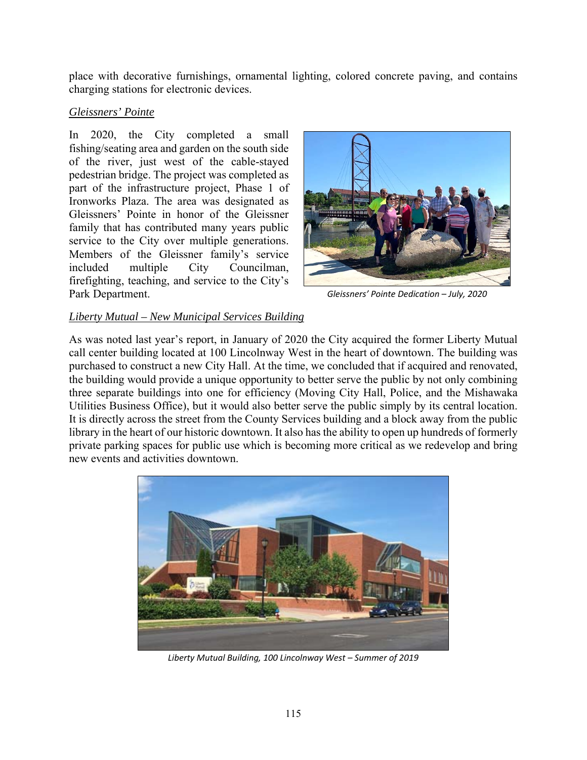place with decorative furnishings, ornamental lighting, colored concrete paving, and contains charging stations for electronic devices.

*Gleissners' Pointe*

In 2020, the City completed a small fishing/seating area and garden on the south side of the river, just west of the cable-stayed pedestrian bridge. The project was completed as part of the infrastructure project, Phase 1 of Ironworks Plaza. The area was designated as Gleissners' Pointe in honor of the Gleissner family that has contributed many years public service to the City over multiple generations. Members of the Gleissner family's service included multiple City Councilman, firefighting, teaching, and service to the City's Park Department.

*Gleissners' Pointe Dedication – July, 2020*

*Liberty Mutual – New Municipal Services Building*

As was noted last year's report, in January of 2020 the City acquired the former Liberty Mutual call center building located at 100 Lincolnway West in the heart of downtown. The building was purchased to construct a new City Hall. At the time, we concluded that if acquired and renovated, the building would provide a unique opportunity to better serve the public by not only combining three separate buildings into one for efficiency (Moving City Hall, Police, and the Mishawaka Utilities Business Office), but it would also better serve the public simply by its central location. It is directly across the street from the County Services building and a block away from the public library in the heart of our historic downtown. It also has the ability to open up hundreds of formerly private parking spaces for public use which is becoming more critical as we redevelop and bring new events and activities downtown.

*Liberty Mutual Building, 100 Lincolnway West – Summer of 2019*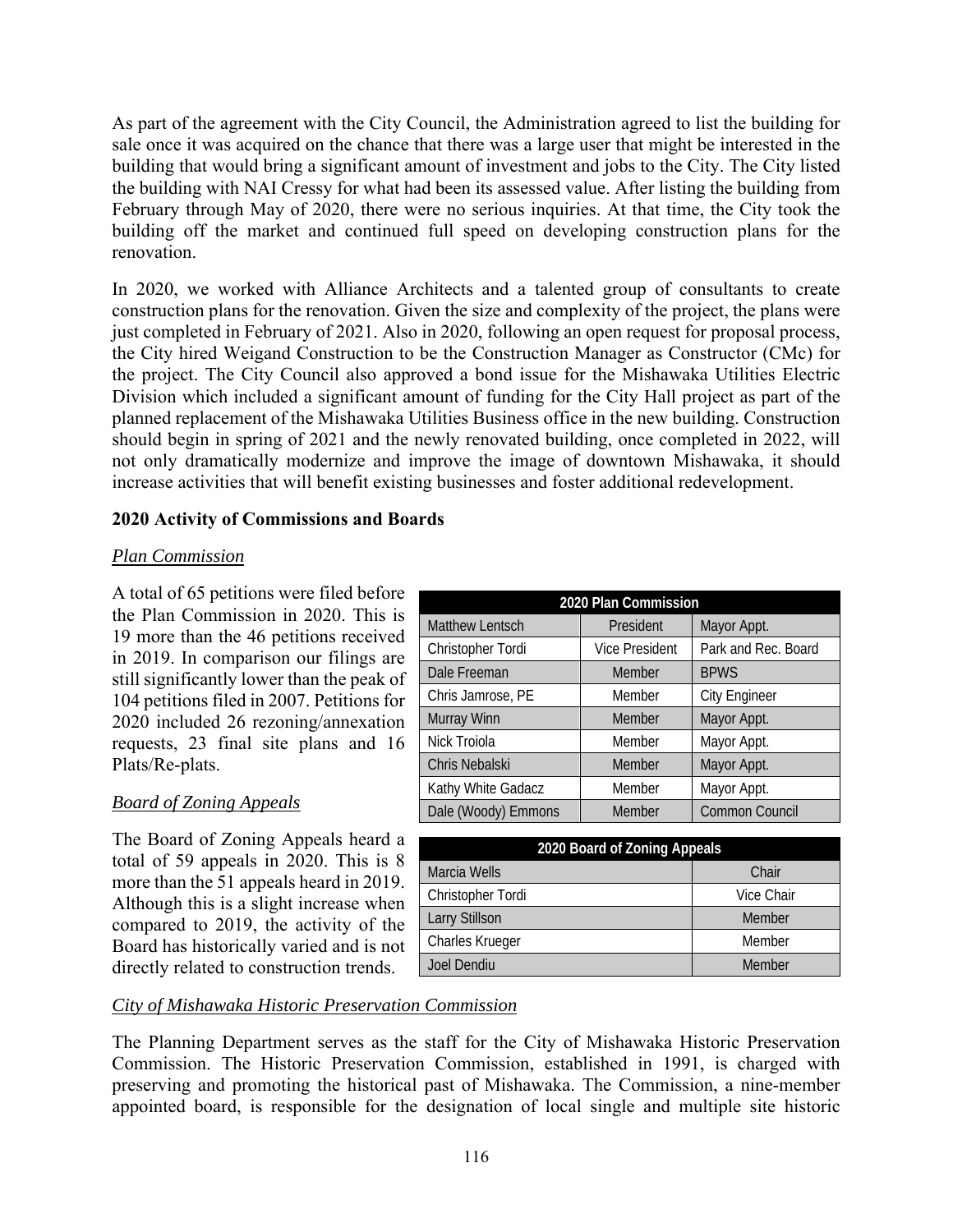As part of the agreement with the City Council, the Administration agreed to list the building for sale once it was acquired on the chance that there was a large user that might be interested in the building that would bring a significant amount of investment and jobs to the City. The City listed the building with NAI Cressy for what had been its assessed value. After listing the building from February through May of 2020, there were no serious inquiries. At that time, the City took the building off the market and continued full speed on developing construction plans for the renovation.

In 2020, we worked with Alliance Architects and a talented group of consultants to create construction plans for the renovation. Given the size and complexity of the project, the plans were just completed in February of 2021. Also in 2020, following an open request for proposal process, the City hired Weigand Construction to be the Construction Manager as Constructor (CMc) for the project. The City Council also approved a bond issue for the Mishawaka Utilities Electric Division which included a significant amount of funding for the City Hall project as part of the planned replacement of the Mishawaka Utilities Business office in the new building. Construction should begin in spring of 2021 and the newly renovated building, once completed in 2022, will not only dramatically modernize and improve the image of downtown Mishawaka, it should increase activities that will benefit existing businesses and foster additional redevelopment.

**2020 Activity of Commissions and Boards**

*Plan Commission*

A total of 65 petitions were filed before the Plan Commission in 2020. This is 19 more than the 46 petitions received in 2019. In comparison our filings are still significantly lower than the peak of 104 petitions filed in 2007. Petitions for 2020 included 26 rezoning/annexation requests, 23 final site plans and 16 Plats/Re-plats.

| 2020 Plan Commission | | |
|---|---|---|
| Matthew Lentsch | President | Mayor Appt. |
| Christopher Tordi | Vice President | Park and Rec. Board |
| Dale Freeman | Member | BPWS |
| Chris Jamrose, PE | Member | City Engineer |
| Murray Winn | Member | Mayor Appt. |
| Nick Troiola | Member | Mayor Appt. |
| Chris Nebalski | Member | Mayor Appt. |
| Kathy White Gadacz | Member | Mayor Appt. |
| Dale (Woody) Emmons | Member | Common Council |

*Board of Zoning Appeals*

The Board of Zoning Appeals heard a total of 59 appeals in 2020. This is 8 more than the 51 appeals heard in 2019. Although this is a slight increase when compared to 2019, the activity of the Board has historically varied and is not directly related to construction trends.

| 2020 Board of Zoning Appeals | |
|---|---|
| Marcia Wells | Chair |
| Christopher Tordi | Vice Chair |
| Larry Stillson | Member |
| Charles Krueger | Member |
| Joel Dendiu | Member |

*City of Mishawaka Historic Preservation Commission*

The Planning Department serves as the staff for the City of Mishawaka Historic Preservation Commission. The Historic Preservation Commission, established in 1991, is charged with preserving and promoting the historical past of Mishawaka. The Commission, a nine-member appointed board, is responsible for the designation of local single and multiple site historic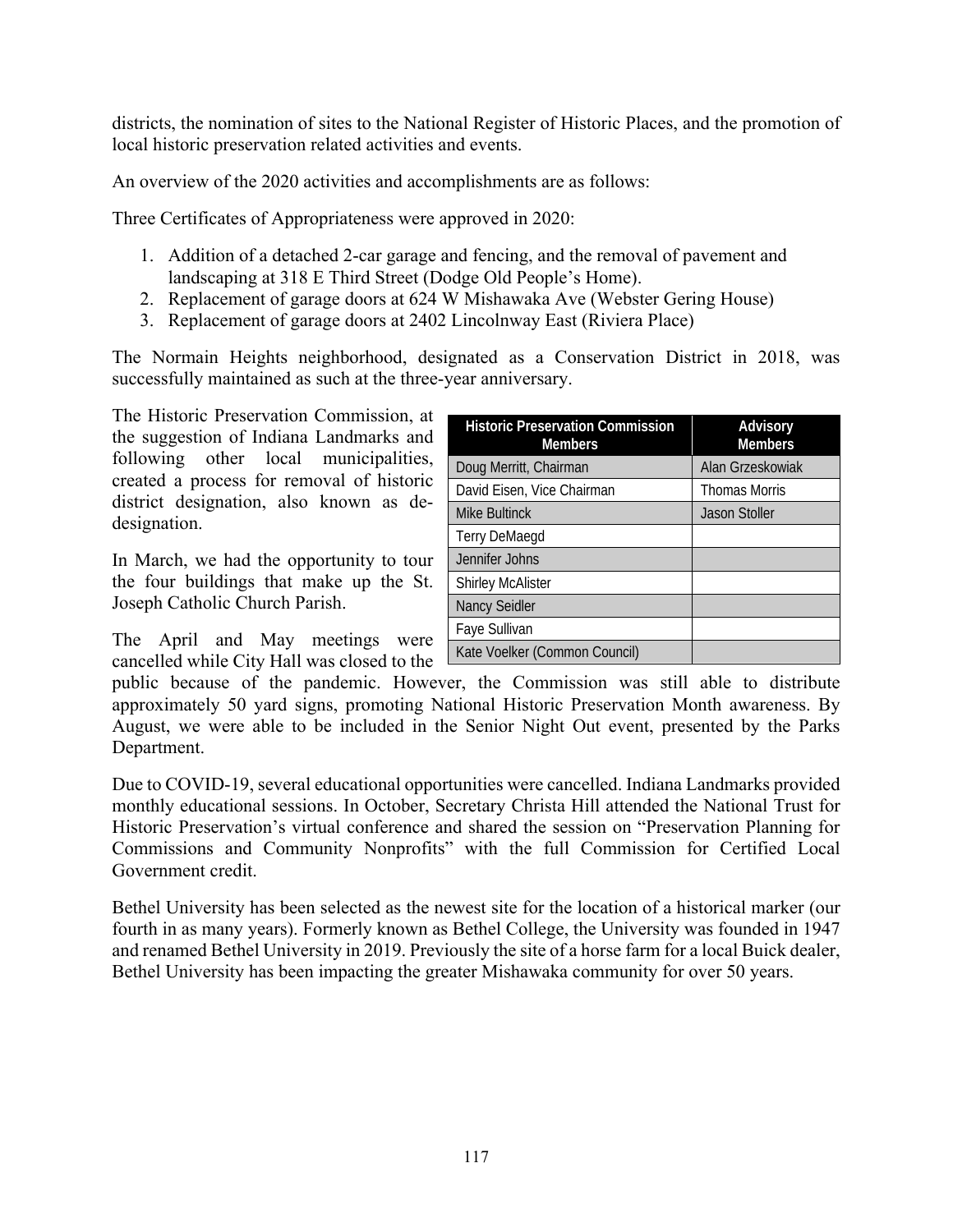districts, the nomination of sites to the National Register of Historic Places, and the promotion of local historic preservation related activities and events.

An overview of the 2020 activities and accomplishments are as follows:

Three Certificates of Appropriateness were approved in 2020:

1. Addition of a detached 2-car garage and fencing, and the removal of pavement and landscaping at 318 E Third Street (Dodge Old People's Home).
2. Replacement of garage doors at 624 W Mishawaka Ave (Webster Gering House)
3. Replacement of garage doors at 2402 Lincolnway East (Riviera Place)

The Normain Heights neighborhood, designated as a Conservation District in 2018, was successfully maintained as such at the three-year anniversary.

The Historic Preservation Commission, at the suggestion of Indiana Landmarks and following other local municipalities, created a process for removal of historic district designation, also known as de-designation.

| Historic Preservation Commission Members | Advisory Members |
|---|---|
| Doug Merritt, Chairman | Alan Grzeskowiak |
| David Eisen, Vice Chairman | Thomas Morris |
| Mike Bultinck | Jason Stoller |
| Terry DeMaegd | |
| Jennifer Johns | |
| Shirley McAlister | |
| Nancy Seidler | |
| Faye Sullivan | |
| Kate Voelker (Common Council) | |

In March, we had the opportunity to tour the four buildings that make up the St. Joseph Catholic Church Parish.

The April and May meetings were cancelled while City Hall was closed to the public because of the pandemic. However, the Commission was still able to distribute approximately 50 yard signs, promoting National Historic Preservation Month awareness. By August, we were able to be included in the Senior Night Out event, presented by the Parks Department.

Due to COVID-19, several educational opportunities were cancelled. Indiana Landmarks provided monthly educational sessions. In October, Secretary Christa Hill attended the National Trust for Historic Preservation's virtual conference and shared the session on "Preservation Planning for Commissions and Community Nonprofits" with the full Commission for Certified Local Government credit.

Bethel University has been selected as the newest site for the location of a historical marker (our fourth in as many years). Formerly known as Bethel College, the University was founded in 1947 and renamed Bethel University in 2019. Previously the site of a horse farm for a local Buick dealer, Bethel University has been impacting the greater Mishawaka community for over 50 years.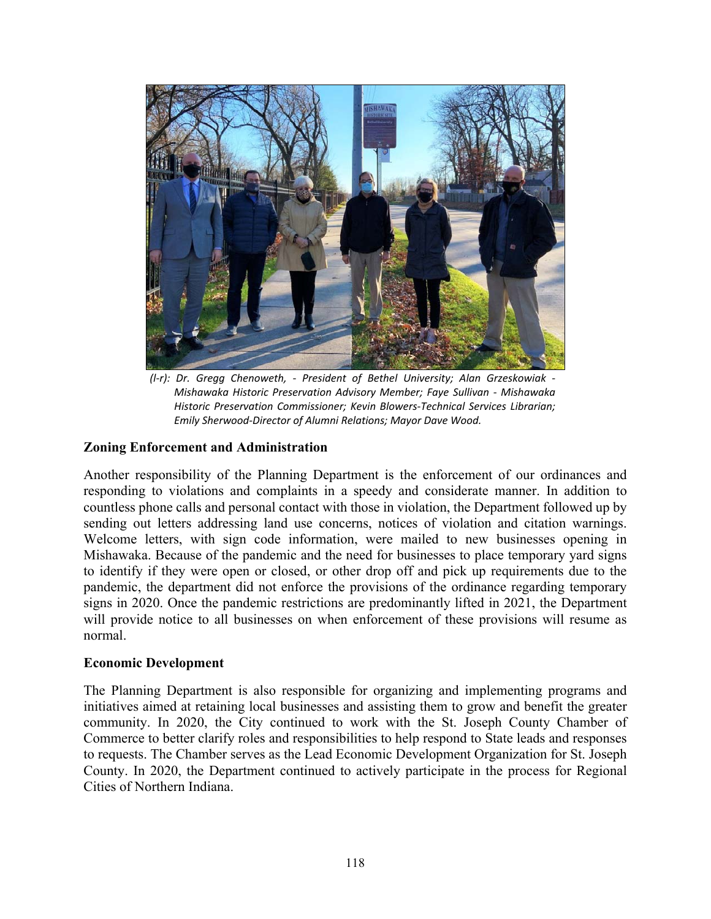*(l-r): Dr. Gregg Chenoweth, - President of Bethel University; Alan Grzeskowiak - Mishawaka Historic Preservation Advisory Member; Faye Sullivan - Mishawaka Historic Preservation Commissioner; Kevin Blowers-Technical Services Librarian; Emily Sherwood-Director of Alumni Relations; Mayor Dave Wood.*

### Zoning Enforcement and Administration

Another responsibility of the Planning Department is the enforcement of our ordinances and responding to violations and complaints in a speedy and considerate manner. In addition to countless phone calls and personal contact with those in violation, the Department followed up by sending out letters addressing land use concerns, notices of violation and citation warnings. Welcome letters, with sign code information, were mailed to new businesses opening in Mishawaka. Because of the pandemic and the need for businesses to place temporary yard signs to identify if they were open or closed, or other drop off and pick up requirements due to the pandemic, the department did not enforce the provisions of the ordinance regarding temporary signs in 2020. Once the pandemic restrictions are predominantly lifted in 2021, the Department will provide notice to all businesses on when enforcement of these provisions will resume as normal.

### Economic Development

The Planning Department is also responsible for organizing and implementing programs and initiatives aimed at retaining local businesses and assisting them to grow and benefit the greater community. In 2020, the City continued to work with the St. Joseph County Chamber of Commerce to better clarify roles and responsibilities to help respond to State leads and responses to requests. The Chamber serves as the Lead Economic Development Organization for St. Joseph County. In 2020, the Department continued to actively participate in the process for Regional Cities of Northern Indiana.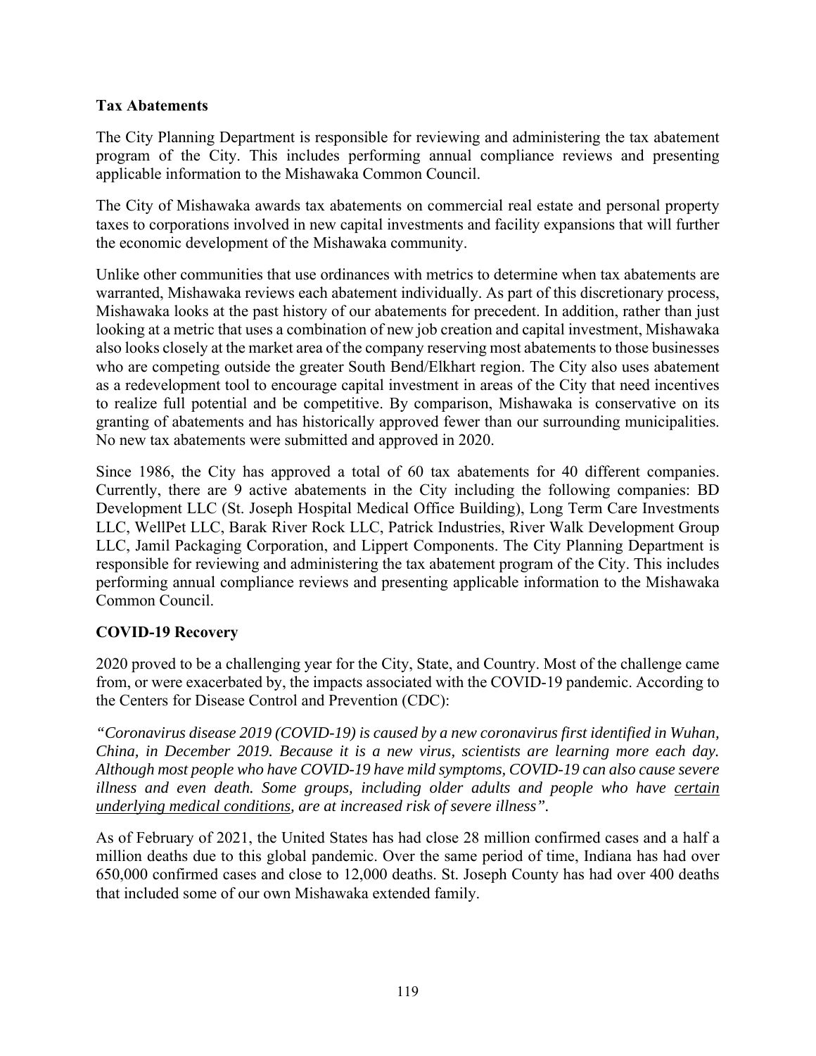### Tax Abatements

The City Planning Department is responsible for reviewing and administering the tax abatement program of the City. This includes performing annual compliance reviews and presenting applicable information to the Mishawaka Common Council.

The City of Mishawaka awards tax abatements on commercial real estate and personal property taxes to corporations involved in new capital investments and facility expansions that will further the economic development of the Mishawaka community.

Unlike other communities that use ordinances with metrics to determine when tax abatements are warranted, Mishawaka reviews each abatement individually. As part of this discretionary process, Mishawaka looks at the past history of our abatements for precedent. In addition, rather than just looking at a metric that uses a combination of new job creation and capital investment, Mishawaka also looks closely at the market area of the company reserving most abatements to those businesses who are competing outside the greater South Bend/Elkhart region. The City also uses abatement as a redevelopment tool to encourage capital investment in areas of the City that need incentives to realize full potential and be competitive. By comparison, Mishawaka is conservative on its granting of abatements and has historically approved fewer than our surrounding municipalities. No new tax abatements were submitted and approved in 2020.

Since 1986, the City has approved a total of 60 tax abatements for 40 different companies. Currently, there are 9 active abatements in the City including the following companies: BD Development LLC (St. Joseph Hospital Medical Office Building), Long Term Care Investments LLC, WellPet LLC, Barak River Rock LLC, Patrick Industries, River Walk Development Group LLC, Jamil Packaging Corporation, and Lippert Components. The City Planning Department is responsible for reviewing and administering the tax abatement program of the City. This includes performing annual compliance reviews and presenting applicable information to the Mishawaka Common Council.

### COVID-19 Recovery

2020 proved to be a challenging year for the City, State, and Country. Most of the challenge came from, or were exacerbated by, the impacts associated with the COVID-19 pandemic. According to the Centers for Disease Control and Prevention (CDC):

*"Coronavirus disease 2019 (COVID-19) is caused by a new coronavirus first identified in Wuhan, China, in December 2019. Because it is a new virus, scientists are learning more each day. Although most people who have COVID-19 have mild symptoms, COVID-19 can also cause severe illness and even death. Some groups, including older adults and people who have certain underlying medical conditions, are at increased risk of severe illness".*

As of February of 2021, the United States has had close 28 million confirmed cases and a half a million deaths due to this global pandemic. Over the same period of time, Indiana has had over 650,000 confirmed cases and close to 12,000 deaths. St. Joseph County has had over 400 deaths that included some of our own Mishawaka extended family.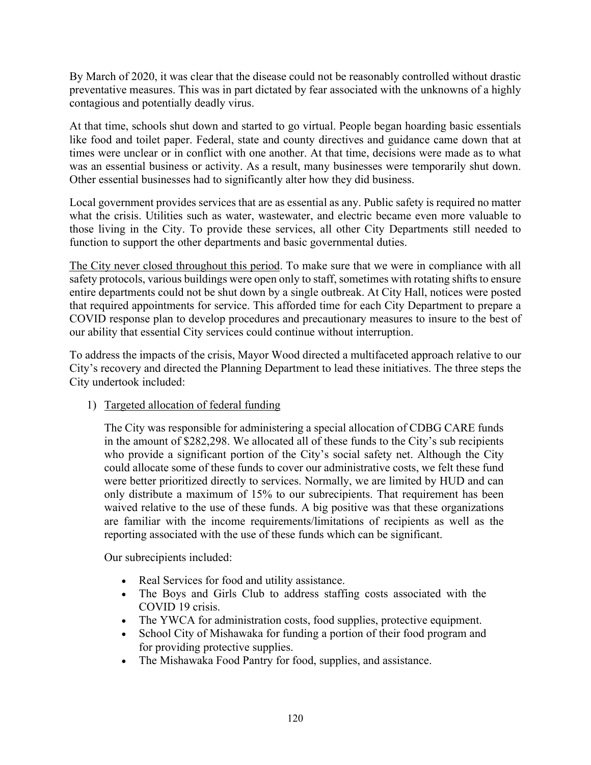By March of 2020, it was clear that the disease could not be reasonably controlled without drastic preventative measures. This was in part dictated by fear associated with the unknowns of a highly contagious and potentially deadly virus.

At that time, schools shut down and started to go virtual. People began hoarding basic essentials like food and toilet paper. Federal, state and county directives and guidance came down that at times were unclear or in conflict with one another. At that time, decisions were made as to what was an essential business or activity. As a result, many businesses were temporarily shut down. Other essential businesses had to significantly alter how they did business.

Local government provides services that are as essential as any. Public safety is required no matter what the crisis. Utilities such as water, wastewater, and electric became even more valuable to those living in the City. To provide these services, all other City Departments still needed to function to support the other departments and basic governmental duties.

<u>The City never closed throughout this period</u>. To make sure that we were in compliance with all safety protocols, various buildings were open only to staff, sometimes with rotating shifts to ensure entire departments could not be shut down by a single outbreak. At City Hall, notices were posted that required appointments for service. This afforded time for each City Department to prepare a COVID response plan to develop procedures and precautionary measures to insure to the best of our ability that essential City services could continue without interruption.

To address the impacts of the crisis, Mayor Wood directed a multifaceted approach relative to our City's recovery and directed the Planning Department to lead these initiatives. The three steps the City undertook included:

1) <u>Targeted allocation of federal funding</u>

   The City was responsible for administering a special allocation of CDBG CARE funds in the amount of $282,298. We allocated all of these funds to the City's sub recipients who provide a significant portion of the City's social safety net. Although the City could allocate some of these funds to cover our administrative costs, we felt these fund were better prioritized directly to services. Normally, we are limited by HUD and can only distribute a maximum of 15% to our subrecipients. That requirement has been waived relative to the use of these funds. A big positive was that these organizations are familiar with the income requirements/limitations of recipients as well as the reporting associated with the use of these funds which can be significant.

   Our subrecipients included:

   - Real Services for food and utility assistance.
   - The Boys and Girls Club to address staffing costs associated with the COVID 19 crisis.
   - The YWCA for administration costs, food supplies, protective equipment.
   - School City of Mishawaka for funding a portion of their food program and for providing protective supplies.
   - The Mishawaka Food Pantry for food, supplies, and assistance.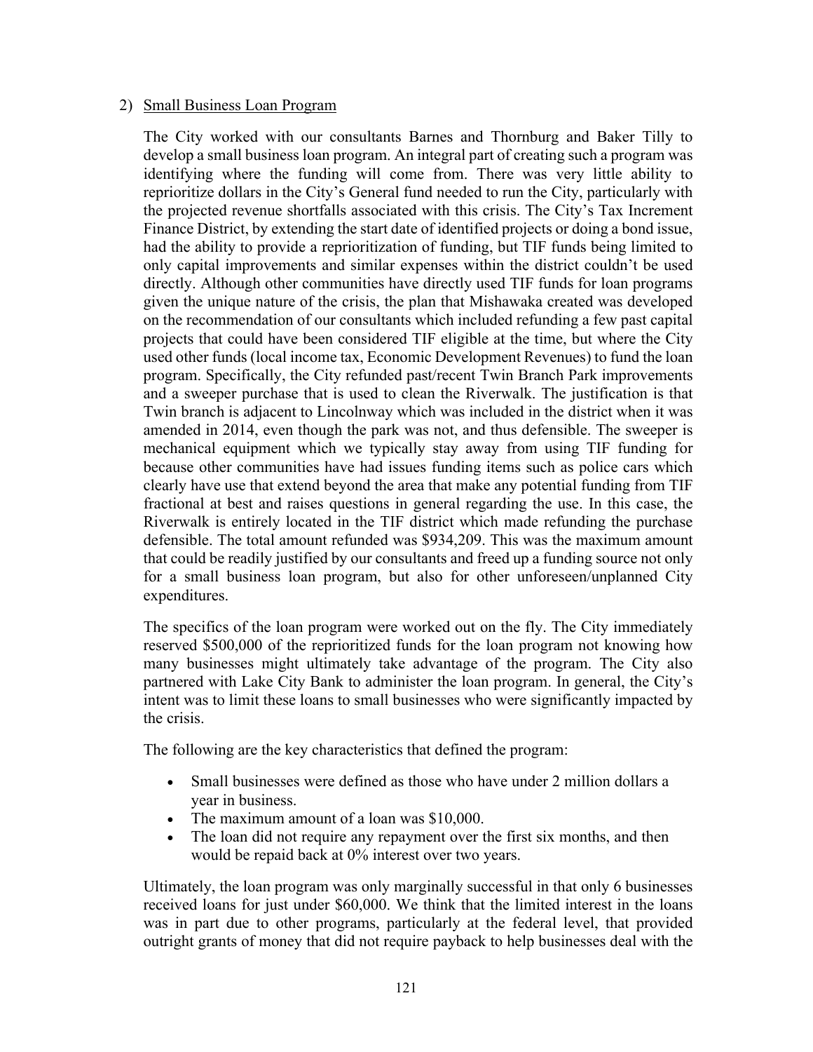2) Small Business Loan Program

The City worked with our consultants Barnes and Thornburg and Baker Tilly to develop a small business loan program. An integral part of creating such a program was identifying where the funding will come from. There was very little ability to reprioritize dollars in the City's General fund needed to run the City, particularly with the projected revenue shortfalls associated with this crisis. The City's Tax Increment Finance District, by extending the start date of identified projects or doing a bond issue, had the ability to provide a reprioritization of funding, but TIF funds being limited to only capital improvements and similar expenses within the district couldn't be used directly. Although other communities have directly used TIF funds for loan programs given the unique nature of the crisis, the plan that Mishawaka created was developed on the recommendation of our consultants which included refunding a few past capital projects that could have been considered TIF eligible at the time, but where the City used other funds (local income tax, Economic Development Revenues) to fund the loan program. Specifically, the City refunded past/recent Twin Branch Park improvements and a sweeper purchase that is used to clean the Riverwalk. The justification is that Twin branch is adjacent to Lincolnway which was included in the district when it was amended in 2014, even though the park was not, and thus defensible. The sweeper is mechanical equipment which we typically stay away from using TIF funding for because other communities have had issues funding items such as police cars which clearly have use that extend beyond the area that make any potential funding from TIF fractional at best and raises questions in general regarding the use. In this case, the Riverwalk is entirely located in the TIF district which made refunding the purchase defensible. The total amount refunded was $934,209. This was the maximum amount that could be readily justified by our consultants and freed up a funding source not only for a small business loan program, but also for other unforeseen/unplanned City expenditures.

The specifics of the loan program were worked out on the fly. The City immediately reserved $500,000 of the reprioritized funds for the loan program not knowing how many businesses might ultimately take advantage of the program. The City also partnered with Lake City Bank to administer the loan program. In general, the City's intent was to limit these loans to small businesses who were significantly impacted by the crisis.

The following are the key characteristics that defined the program:

- Small businesses were defined as those who have under 2 million dollars a year in business.
- The maximum amount of a loan was $10,000.
- The loan did not require any repayment over the first six months, and then would be repaid back at 0% interest over two years.

Ultimately, the loan program was only marginally successful in that only 6 businesses received loans for just under $60,000. We think that the limited interest in the loans was in part due to other programs, particularly at the federal level, that provided outright grants of money that did not require payback to help businesses deal with the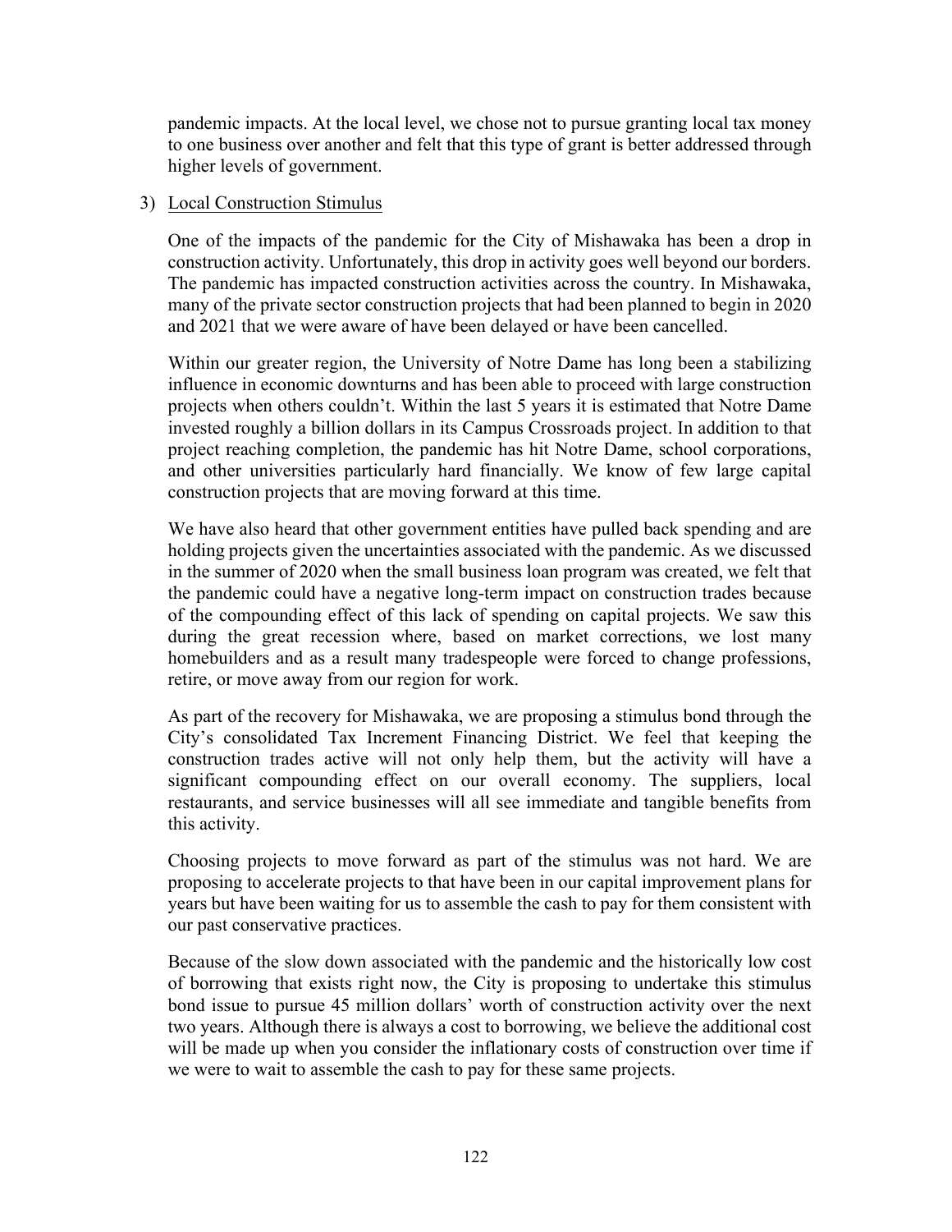pandemic impacts. At the local level, we chose not to pursue granting local tax money to one business over another and felt that this type of grant is better addressed through higher levels of government.

3) Local Construction Stimulus

One of the impacts of the pandemic for the City of Mishawaka has been a drop in construction activity. Unfortunately, this drop in activity goes well beyond our borders. The pandemic has impacted construction activities across the country. In Mishawaka, many of the private sector construction projects that had been planned to begin in 2020 and 2021 that we were aware of have been delayed or have been cancelled.

Within our greater region, the University of Notre Dame has long been a stabilizing influence in economic downturns and has been able to proceed with large construction projects when others couldn't. Within the last 5 years it is estimated that Notre Dame invested roughly a billion dollars in its Campus Crossroads project. In addition to that project reaching completion, the pandemic has hit Notre Dame, school corporations, and other universities particularly hard financially. We know of few large capital construction projects that are moving forward at this time.

We have also heard that other government entities have pulled back spending and are holding projects given the uncertainties associated with the pandemic. As we discussed in the summer of 2020 when the small business loan program was created, we felt that the pandemic could have a negative long-term impact on construction trades because of the compounding effect of this lack of spending on capital projects. We saw this during the great recession where, based on market corrections, we lost many homebuilders and as a result many tradespeople were forced to change professions, retire, or move away from our region for work.

As part of the recovery for Mishawaka, we are proposing a stimulus bond through the City's consolidated Tax Increment Financing District. We feel that keeping the construction trades active will not only help them, but the activity will have a significant compounding effect on our overall economy. The suppliers, local restaurants, and service businesses will all see immediate and tangible benefits from this activity.

Choosing projects to move forward as part of the stimulus was not hard. We are proposing to accelerate projects to that have been in our capital improvement plans for years but have been waiting for us to assemble the cash to pay for them consistent with our past conservative practices.

Because of the slow down associated with the pandemic and the historically low cost of borrowing that exists right now, the City is proposing to undertake this stimulus bond issue to pursue 45 million dollars' worth of construction activity over the next two years. Although there is always a cost to borrowing, we believe the additional cost will be made up when you consider the inflationary costs of construction over time if we were to wait to assemble the cash to pay for these same projects.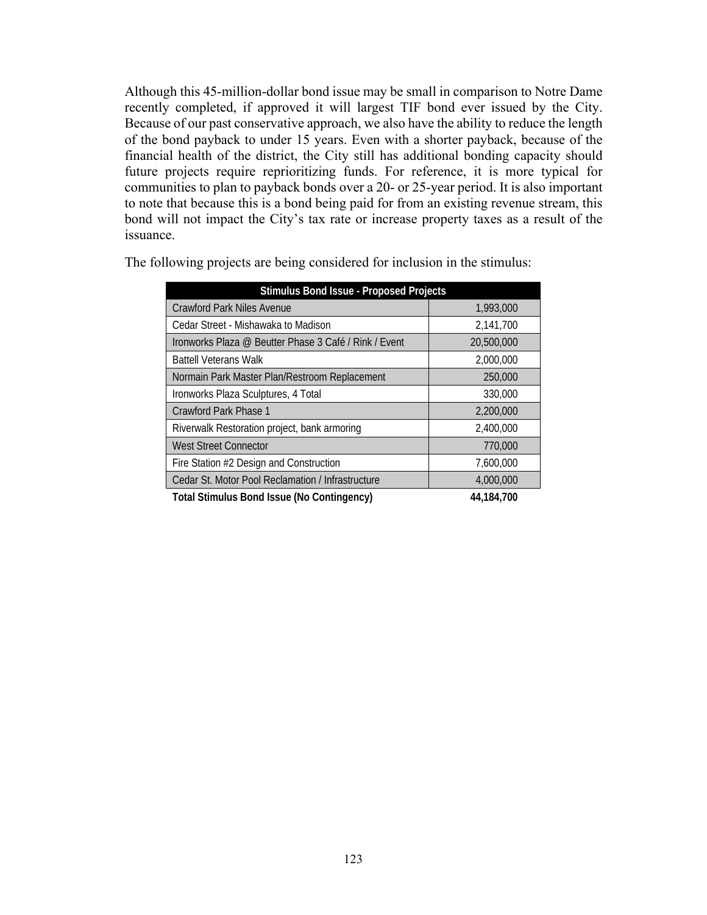Although this 45-million-dollar bond issue may be small in comparison to Notre Dame recently completed, if approved it will largest TIF bond ever issued by the City. Because of our past conservative approach, we also have the ability to reduce the length of the bond payback to under 15 years. Even with a shorter payback, because of the financial health of the district, the City still has additional bonding capacity should future projects require reprioritizing funds. For reference, it is more typical for communities to plan to payback bonds over a 20- or 25-year period. It is also important to note that because this is a bond being paid for from an existing revenue stream, this bond will not impact the City's tax rate or increase property taxes as a result of the issuance.

The following projects are being considered for inclusion in the stimulus:

| Stimulus Bond Issue - Proposed Projects | |
|---|---|
| Crawford Park Niles Avenue | 1,993,000 |
| Cedar Street - Mishawaka to Madison | 2,141,700 |
| Ironworks Plaza @ Beutter Phase 3 Café / Rink / Event | 20,500,000 |
| Battell Veterans Walk | 2,000,000 |
| Normain Park Master Plan/Restroom Replacement | 250,000 |
| Ironworks Plaza Sculptures, 4 Total | 330,000 |
| Crawford Park Phase 1 | 2,200,000 |
| Riverwalk Restoration project, bank armoring | 2,400,000 |
| West Street Connector | 770,000 |
| Fire Station #2 Design and Construction | 7,600,000 |
| Cedar St. Motor Pool Reclamation / Infrastructure | 4,000,000 |
| **Total Stimulus Bond Issue (No Contingency)** | **44,184,700** |